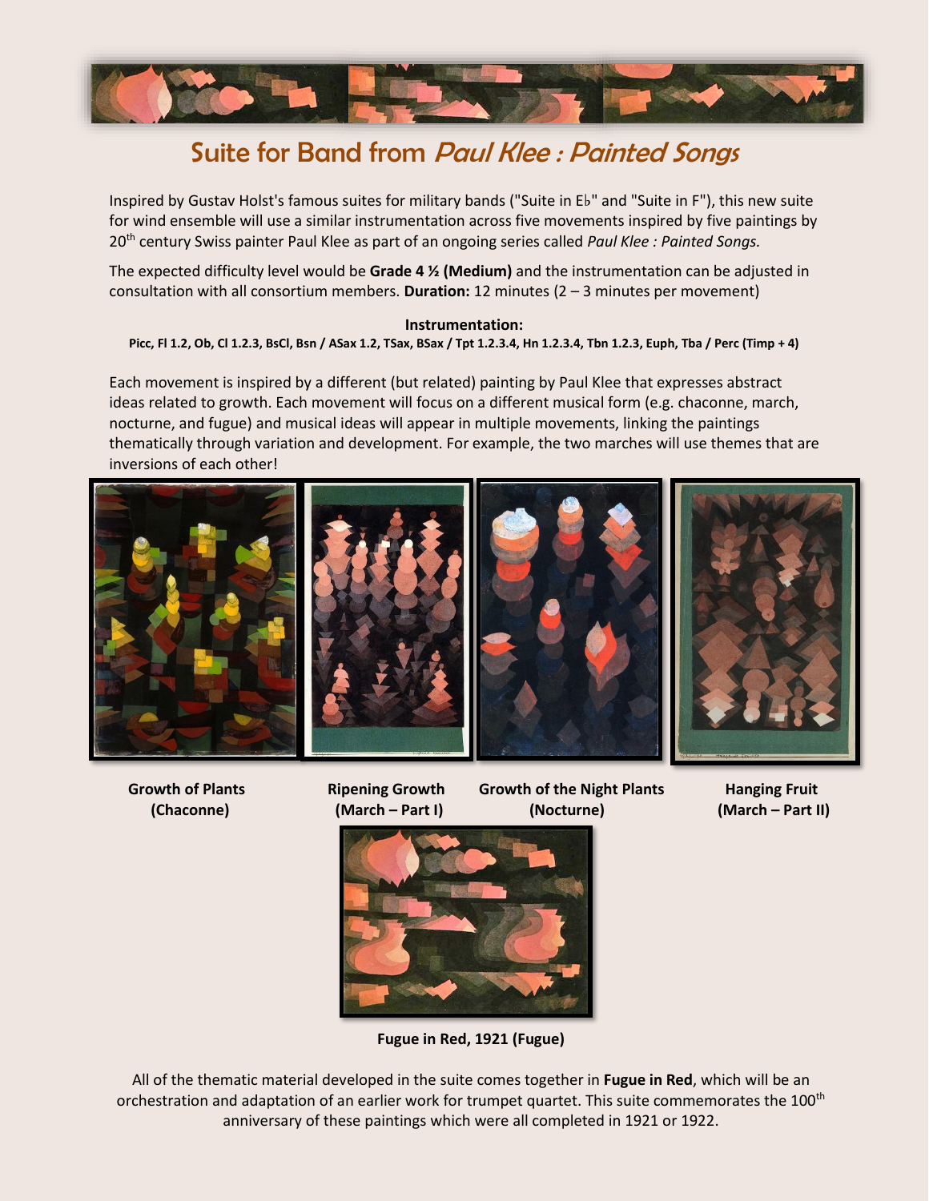# Suite for Band from *Paul Klee : Painted Songs*

Inspired by Gustav Holst's famous suites for military bands ("Suite in E♭" and "Suite in F"), this new suite for wind ensemble will use a similar instrumentation across five movements inspired by five paintings by 20th century Swiss painter Paul Klee as part of an ongoing series called *Paul Klee : Painted Songs.*

The expected difficulty level would be **Grade 4 ½ (Medium)** and the instrumentation can be adjusted in consultation with all consortium members. **Duration:** 12 minutes (2 – 3 minutes per movement)

**Instrumentation:**

**Picc, Fl 1.2, Ob, Cl 1.2.3, BsCl, Bsn / ASax 1.2, TSax, BSax / Tpt 1.2.3.4, Hn 1.2.3.4, Tbn 1.2.3, Euph, Tba / Perc (Timp + 4)**

Each movement is inspired by a different (but related) painting by Paul Klee that expresses abstract ideas related to growth. Each movement will focus on a different musical form (e.g. chaconne, march, nocturne, and fugue) and musical ideas will appear in multiple movements, linking the paintings thematically through variation and development. For example, the two marches will use themes that are inversions of each other!

**Growth of Plants (Chaconne)**

**Ripening Growth (March – Part I)**

**Growth of the Night Plants (Nocturne)**

**Hanging Fruit (March – Part II)**

**Fugue in Red, 1921 (Fugue)**

All of the thematic material developed in the suite comes together in **Fugue in Red**, which will be an orchestration and adaptation of an earlier work for trumpet quartet. This suite commemorates the 100th anniversary of these paintings which were all completed in 1921 or 1922.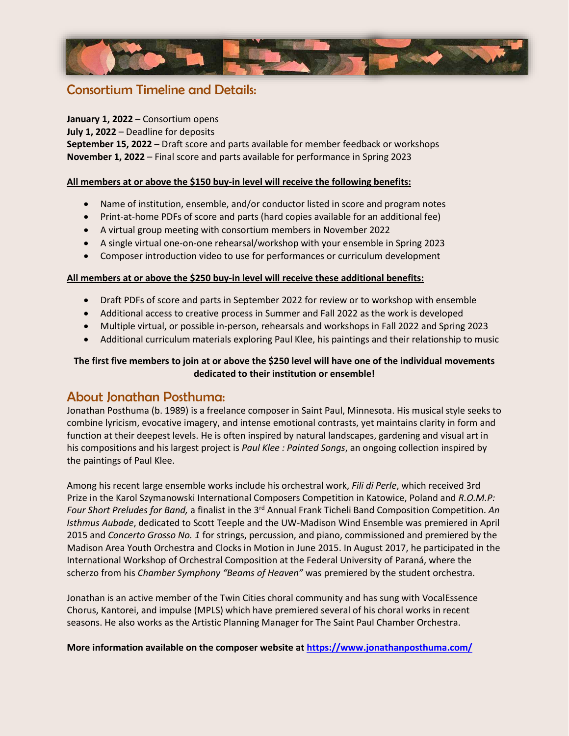## Consortium Timeline and Details:

**January 1, 2022** – Consortium opens
**July 1, 2022** – Deadline for deposits
**September 15, 2022** – Draft score and parts available for member feedback or workshops
**November 1, 2022** – Final score and parts available for performance in Spring 2023

**All members at or above the $150 buy-in level will receive the following benefits:**

- Name of institution, ensemble, and/or conductor listed in score and program notes
- Print-at-home PDFs of score and parts (hard copies available for an additional fee)
- A virtual group meeting with consortium members in November 2022
- A single virtual one-on-one rehearsal/workshop with your ensemble in Spring 2023
- Composer introduction video to use for performances or curriculum development

**All members at or above the $250 buy-in level will receive these additional benefits:**

- Draft PDFs of score and parts in September 2022 for review or to workshop with ensemble
- Additional access to creative process in Summer and Fall 2022 as the work is developed
- Multiple virtual, or possible in-person, rehearsals and workshops in Fall 2022 and Spring 2023
- Additional curriculum materials exploring Paul Klee, his paintings and their relationship to music

**The first five members to join at or above the $250 level will have one of the individual movements dedicated to their institution or ensemble!**

## About Jonathan Posthuma:

Jonathan Posthuma (b. 1989) is a freelance composer in Saint Paul, Minnesota. His musical style seeks to combine lyricism, evocative imagery, and intense emotional contrasts, yet maintains clarity in form and function at their deepest levels. He is often inspired by natural landscapes, gardening and visual art in his compositions and his largest project is *Paul Klee : Painted Songs*, an ongoing collection inspired by the paintings of Paul Klee.

Among his recent large ensemble works include his orchestral work, *Fili di Perle*, which received 3rd Prize in the Karol Szymanowski International Composers Competition in Katowice, Poland and *R.O.M.P: Four Short Preludes for Band,* a finalist in the 3rd Annual Frank Ticheli Band Composition Competition. *An Isthmus Aubade*, dedicated to Scott Teeple and the UW-Madison Wind Ensemble was premiered in April 2015 and *Concerto Grosso No. 1* for strings, percussion, and piano, commissioned and premiered by the Madison Area Youth Orchestra and Clocks in Motion in June 2015. In August 2017, he participated in the International Workshop of Orchestral Composition at the Federal University of Paraná, where the scherzo from his *Chamber Symphony "Beams of Heaven"* was premiered by the student orchestra.

Jonathan is an active member of the Twin Cities choral community and has sung with VocalEssence Chorus, Kantorei, and impulse (MPLS) which have premiered several of his choral works in recent seasons. He also works as the Artistic Planning Manager for The Saint Paul Chamber Orchestra.

**More information available on the composer website at [https://www.jonathanposthuma.com/](https://www.jonathanposthuma.com/)**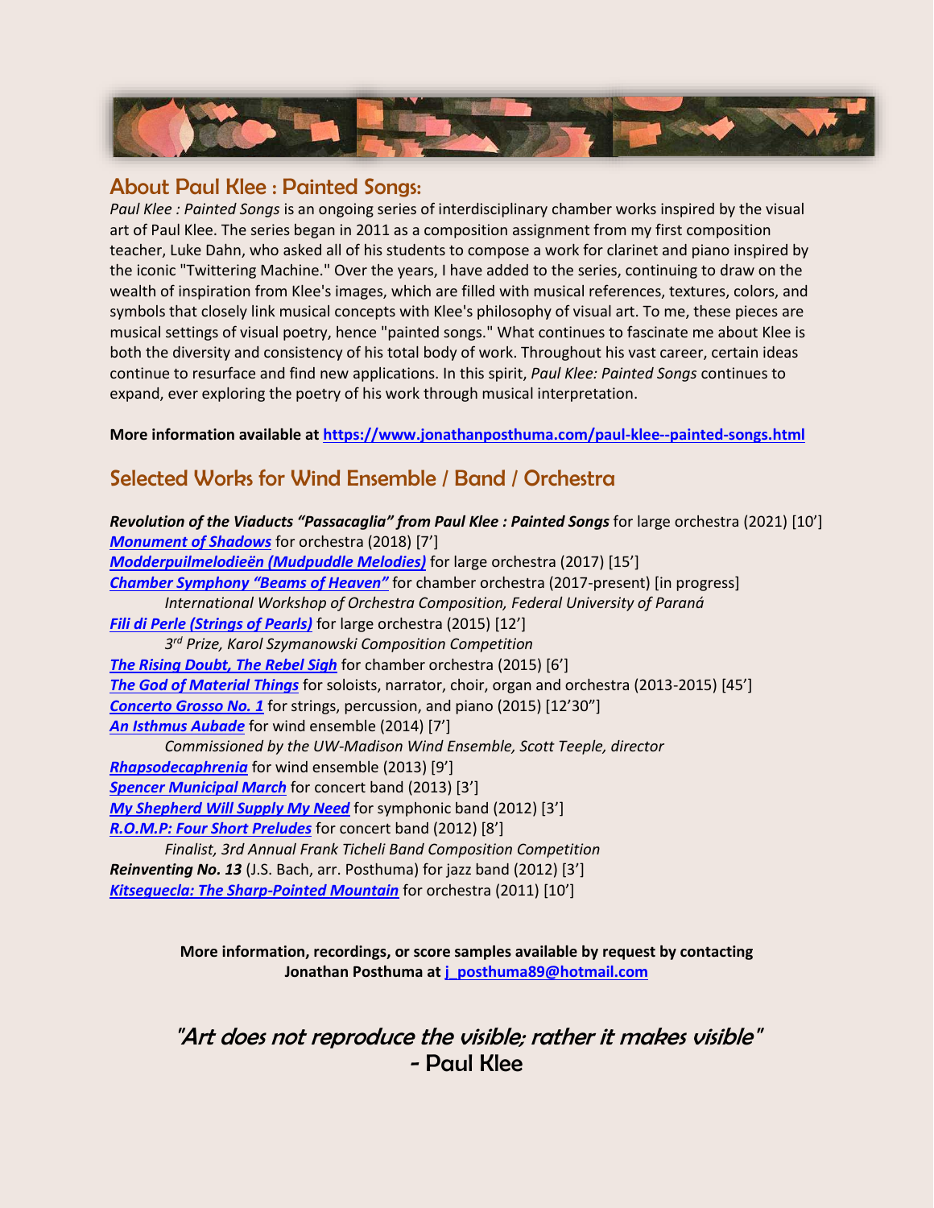## About Paul Klee : Painted Songs:

*Paul Klee : Painted Songs* is an ongoing series of interdisciplinary chamber works inspired by the visual art of Paul Klee. The series began in 2011 as a composition assignment from my first composition teacher, Luke Dahn, who asked all of his students to compose a work for clarinet and piano inspired by the iconic "Twittering Machine." Over the years, I have added to the series, continuing to draw on the wealth of inspiration from Klee's images, which are filled with musical references, textures, colors, and symbols that closely link musical concepts with Klee's philosophy of visual art. To me, these pieces are musical settings of visual poetry, hence "painted songs." What continues to fascinate me about Klee is both the diversity and consistency of his total body of work. Throughout his vast career, certain ideas continue to resurface and find new applications. In this spirit, *Paul Klee: Painted Songs* continues to expand, ever exploring the poetry of his work through musical interpretation.

**More information available at https://www.jonathanposthuma.com/paul-klee--painted-songs.html**

## Selected Works for Wind Ensemble / Band / Orchestra

***Revolution of the Viaducts "Passacaglia" from Paul Klee : Painted Songs*** for large orchestra (2021) [10']
***Monument of Shadows*** for orchestra (2018) [7']
***Modderpuilmelodieën (Mudpuddle Melodies)*** for large orchestra (2017) [15']
***Chamber Symphony "Beams of Heaven"*** for chamber orchestra (2017-present) [in progress]
*International Workshop of Orchestra Composition, Federal University of Paraná*
***Fili di Perle (Strings of Pearls)*** for large orchestra (2015) [12']
*3rd Prize, Karol Szymanowski Composition Competition*
***The Rising Doubt, The Rebel Sigh*** for chamber orchestra (2015) [6']
***The God of Material Things*** for soloists, narrator, choir, organ and orchestra (2013-2015) [45']
***Concerto Grosso No. 1*** for strings, percussion, and piano (2015) [12'30"]
***An Isthmus Aubade*** for wind ensemble (2014) [7']
*Commissioned by the UW-Madison Wind Ensemble, Scott Teeple, director*
***Rhapsodecaphrenia*** for wind ensemble (2013) [9']
***Spencer Municipal March*** for concert band (2013) [3']
***My Shepherd Will Supply My Need*** for symphonic band (2012) [3']
***R.O.M.P: Four Short Preludes*** for concert band (2012) [8']
*Finalist, 3rd Annual Frank Ticheli Band Composition Competition*
***Reinventing No. 13*** (J.S. Bach, arr. Posthuma) for jazz band (2012) [3']
***Kitsequecla: The Sharp-Pointed Mountain*** for orchestra (2011) [10']

**More information, recordings, or score samples available by request by contacting Jonathan Posthuma at j_posthuma89@hotmail.com**

*"Art does not reproduce the visible; rather it makes visible"*
\- Paul Klee